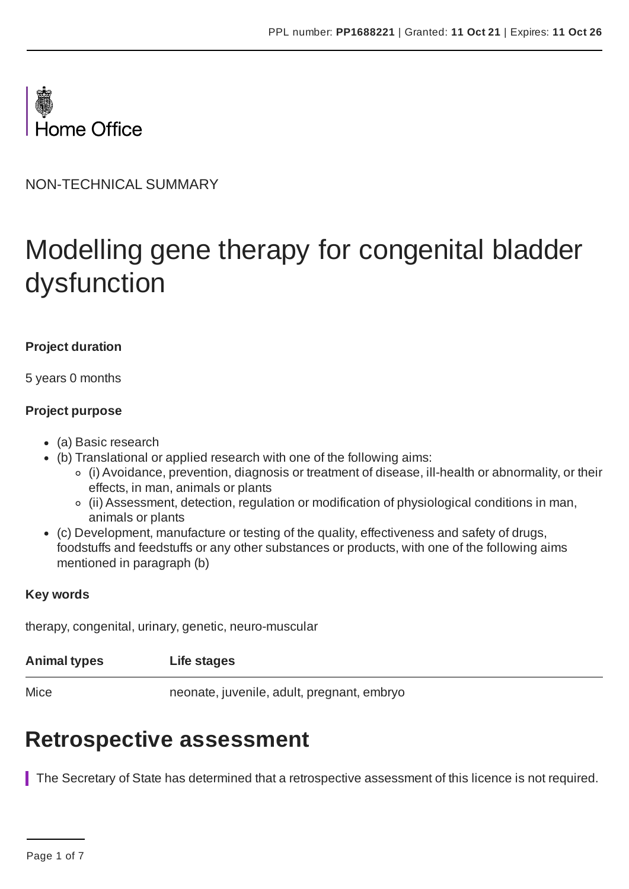PPL number: **PP1688221** | Granted: **11 Oct 21** | Expires: **11 Oct 26**

Home Office

NON-TECHNICAL SUMMARY

# Modelling gene therapy for congenital bladder dysfunction

**Project duration**

5 years 0 months

**Project purpose**

- (a) Basic research
- (b) Translational or applied research with one of the following aims:
  - (i) Avoidance, prevention, diagnosis or treatment of disease, ill-health or abnormality, or their effects, in man, animals or plants
  - (ii) Assessment, detection, regulation or modification of physiological conditions in man, animals or plants
- (c) Development, manufacture or testing of the quality, effectiveness and safety of drugs, foodstuffs and feedstuffs or any other substances or products, with one of the following aims mentioned in paragraph (b)

**Key words**

therapy, congenital, urinary, genetic, neuro-muscular

| Animal types | Life stages |
|---|---|
| Mice | neonate, juvenile, adult, pregnant, embryo |

## Retrospective assessment

The Secretary of State has determined that a retrospective assessment of this licence is not required.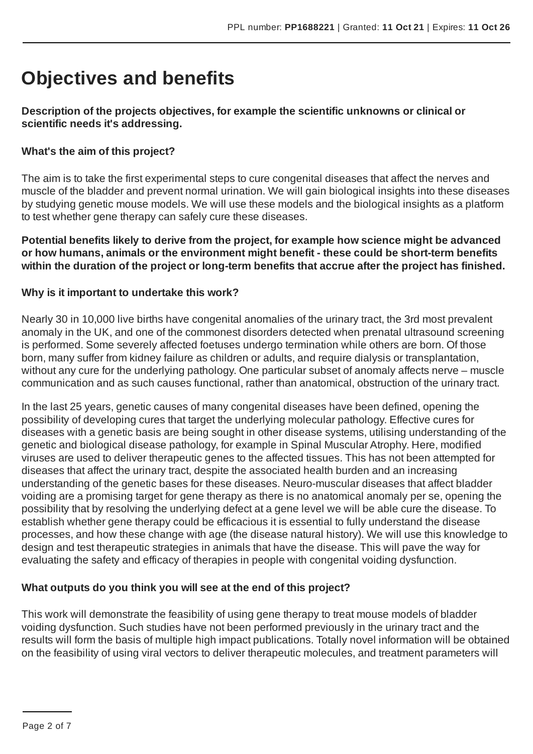# Objectives and benefits

**Description of the projects objectives, for example the scientific unknowns or clinical or scientific needs it's addressing.**

**What's the aim of this project?**

The aim is to take the first experimental steps to cure congenital diseases that affect the nerves and muscle of the bladder and prevent normal urination. We will gain biological insights into these diseases by studying genetic mouse models. We will use these models and the biological insights as a platform to test whether gene therapy can safely cure these diseases.

**Potential benefits likely to derive from the project, for example how science might be advanced or how humans, animals or the environment might benefit - these could be short-term benefits within the duration of the project or long-term benefits that accrue after the project has finished.**

**Why is it important to undertake this work?**

Nearly 30 in 10,000 live births have congenital anomalies of the urinary tract, the 3rd most prevalent anomaly in the UK, and one of the commonest disorders detected when prenatal ultrasound screening is performed. Some severely affected foetuses undergo termination while others are born. Of those born, many suffer from kidney failure as children or adults, and require dialysis or transplantation, without any cure for the underlying pathology. One particular subset of anomaly affects nerve – muscle communication and as such causes functional, rather than anatomical, obstruction of the urinary tract.

In the last 25 years, genetic causes of many congenital diseases have been defined, opening the possibility of developing cures that target the underlying molecular pathology. Effective cures for diseases with a genetic basis are being sought in other disease systems, utilising understanding of the genetic and biological disease pathology, for example in Spinal Muscular Atrophy. Here, modified viruses are used to deliver therapeutic genes to the affected tissues. This has not been attempted for diseases that affect the urinary tract, despite the associated health burden and an increasing understanding of the genetic bases for these diseases. Neuro-muscular diseases that affect bladder voiding are a promising target for gene therapy as there is no anatomical anomaly per se, opening the possibility that by resolving the underlying defect at a gene level we will be able cure the disease. To establish whether gene therapy could be efficacious it is essential to fully understand the disease processes, and how these change with age (the disease natural history). We will use this knowledge to design and test therapeutic strategies in animals that have the disease. This will pave the way for evaluating the safety and efficacy of therapies in people with congenital voiding dysfunction.

**What outputs do you think you will see at the end of this project?**

This work will demonstrate the feasibility of using gene therapy to treat mouse models of bladder voiding dysfunction. Such studies have not been performed previously in the urinary tract and the results will form the basis of multiple high impact publications. Totally novel information will be obtained on the feasibility of using viral vectors to deliver therapeutic molecules, and treatment parameters will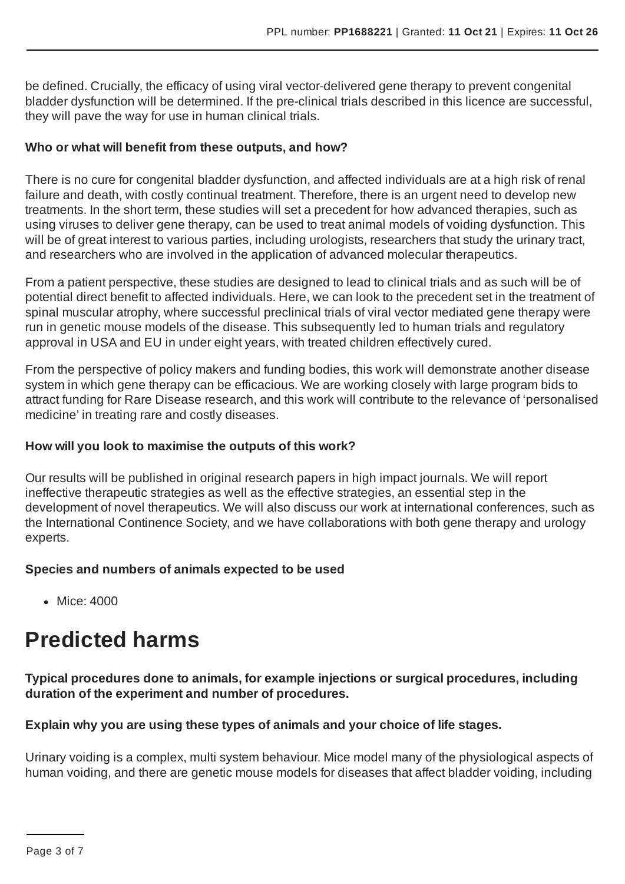be defined. Crucially, the efficacy of using viral vector-delivered gene therapy to prevent congenital bladder dysfunction will be determined. If the pre-clinical trials described in this licence are successful, they will pave the way for use in human clinical trials.

**Who or what will benefit from these outputs, and how?**

There is no cure for congenital bladder dysfunction, and affected individuals are at a high risk of renal failure and death, with costly continual treatment. Therefore, there is an urgent need to develop new treatments. In the short term, these studies will set a precedent for how advanced therapies, such as using viruses to deliver gene therapy, can be used to treat animal models of voiding dysfunction. This will be of great interest to various parties, including urologists, researchers that study the urinary tract, and researchers who are involved in the application of advanced molecular therapeutics.

From a patient perspective, these studies are designed to lead to clinical trials and as such will be of potential direct benefit to affected individuals. Here, we can look to the precedent set in the treatment of spinal muscular atrophy, where successful preclinical trials of viral vector mediated gene therapy were run in genetic mouse models of the disease. This subsequently led to human trials and regulatory approval in USA and EU in under eight years, with treated children effectively cured.

From the perspective of policy makers and funding bodies, this work will demonstrate another disease system in which gene therapy can be efficacious. We are working closely with large program bids to attract funding for Rare Disease research, and this work will contribute to the relevance of 'personalised medicine' in treating rare and costly diseases.

**How will you look to maximise the outputs of this work?**

Our results will be published in original research papers in high impact journals. We will report ineffective therapeutic strategies as well as the effective strategies, an essential step in the development of novel therapeutics. We will also discuss our work at international conferences, such as the International Continence Society, and we have collaborations with both gene therapy and urology experts.

**Species and numbers of animals expected to be used**

- Mice: 4000

# Predicted harms

**Typical procedures done to animals, for example injections or surgical procedures, including duration of the experiment and number of procedures.**

**Explain why you are using these types of animals and your choice of life stages.**

Urinary voiding is a complex, multi system behaviour. Mice model many of the physiological aspects of human voiding, and there are genetic mouse models for diseases that affect bladder voiding, including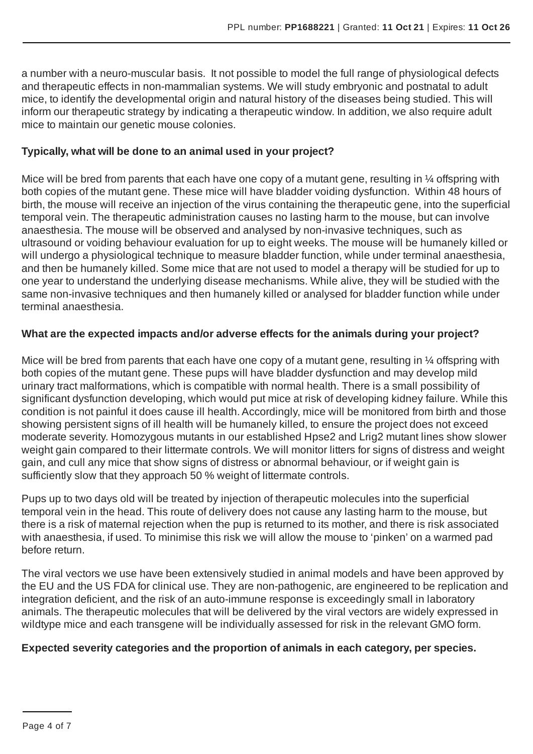a number with a neuro-muscular basis.  It not possible to model the full range of physiological defects and therapeutic effects in non-mammalian systems. We will study embryonic and postnatal to adult mice, to identify the developmental origin and natural history of the diseases being studied. This will inform our therapeutic strategy by indicating a therapeutic window. In addition, we also require adult mice to maintain our genetic mouse colonies.

**Typically, what will be done to an animal used in your project?**

Mice will be bred from parents that each have one copy of a mutant gene, resulting in ¼ offspring with both copies of the mutant gene. These mice will have bladder voiding dysfunction.  Within 48 hours of birth, the mouse will receive an injection of the virus containing the therapeutic gene, into the superficial temporal vein. The therapeutic administration causes no lasting harm to the mouse, but can involve anaesthesia. The mouse will be observed and analysed by non-invasive techniques, such as ultrasound or voiding behaviour evaluation for up to eight weeks. The mouse will be humanely killed or will undergo a physiological technique to measure bladder function, while under terminal anaesthesia, and then be humanely killed. Some mice that are not used to model a therapy will be studied for up to one year to understand the underlying disease mechanisms. While alive, they will be studied with the same non-invasive techniques and then humanely killed or analysed for bladder function while under terminal anaesthesia.

**What are the expected impacts and/or adverse effects for the animals during your project?**

Mice will be bred from parents that each have one copy of a mutant gene, resulting in ¼ offspring with both copies of the mutant gene. These pups will have bladder dysfunction and may develop mild urinary tract malformations, which is compatible with normal health. There is a small possibility of significant dysfunction developing, which would put mice at risk of developing kidney failure. While this condition is not painful it does cause ill health. Accordingly, mice will be monitored from birth and those showing persistent signs of ill health will be humanely killed, to ensure the project does not exceed moderate severity. Homozygous mutants in our established Hpse2 and Lrig2 mutant lines show slower weight gain compared to their littermate controls. We will monitor litters for signs of distress and weight gain, and cull any mice that show signs of distress or abnormal behaviour, or if weight gain is sufficiently slow that they approach 50 % weight of littermate controls.

Pups up to two days old will be treated by injection of therapeutic molecules into the superficial temporal vein in the head. This route of delivery does not cause any lasting harm to the mouse, but there is a risk of maternal rejection when the pup is returned to its mother, and there is risk associated with anaesthesia, if used. To minimise this risk we will allow the mouse to 'pinken' on a warmed pad before return.

The viral vectors we use have been extensively studied in animal models and have been approved by the EU and the US FDA for clinical use. They are non-pathogenic, are engineered to be replication and integration deficient, and the risk of an auto-immune response is exceedingly small in laboratory animals. The therapeutic molecules that will be delivered by the viral vectors are widely expressed in wildtype mice and each transgene will be individually assessed for risk in the relevant GMO form.

**Expected severity categories and the proportion of animals in each category, per species.**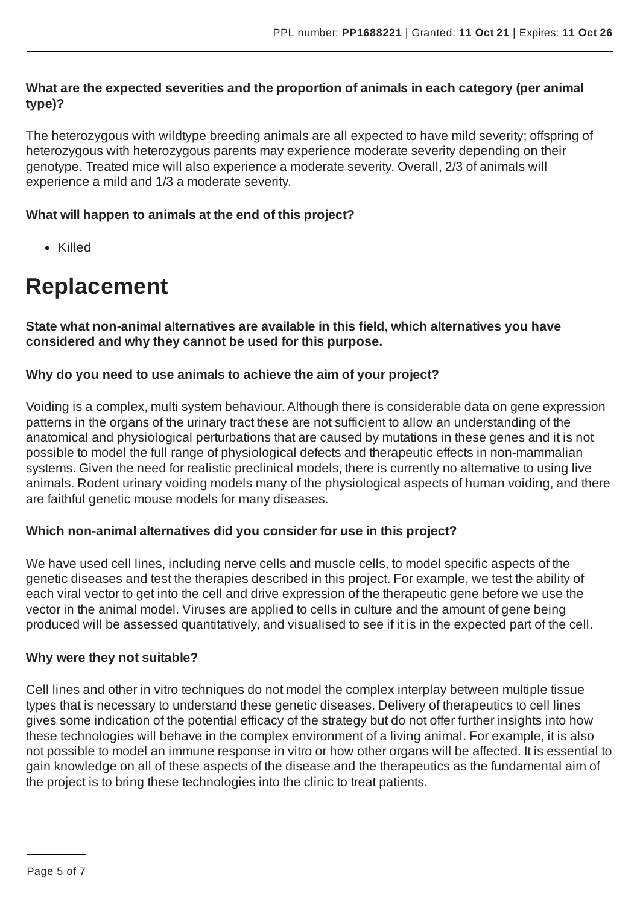**What are the expected severities and the proportion of animals in each category (per animal type)?**

The heterozygous with wildtype breeding animals are all expected to have mild severity; offspring of heterozygous with heterozygous parents may experience moderate severity depending on their genotype. Treated mice will also experience a moderate severity. Overall, 2/3 of animals will experience a mild and 1/3 a moderate severity.

**What will happen to animals at the end of this project?**

- Killed

# Replacement

**State what non-animal alternatives are available in this field, which alternatives you have considered and why they cannot be used for this purpose.**

**Why do you need to use animals to achieve the aim of your project?**

Voiding is a complex, multi system behaviour. Although there is considerable data on gene expression patterns in the organs of the urinary tract these are not sufficient to allow an understanding of the anatomical and physiological perturbations that are caused by mutations in these genes and it is not possible to model the full range of physiological defects and therapeutic effects in non-mammalian systems. Given the need for realistic preclinical models, there is currently no alternative to using live animals. Rodent urinary voiding models many of the physiological aspects of human voiding, and there are faithful genetic mouse models for many diseases.

**Which non-animal alternatives did you consider for use in this project?**

We have used cell lines, including nerve cells and muscle cells, to model specific aspects of the genetic diseases and test the therapies described in this project. For example, we test the ability of each viral vector to get into the cell and drive expression of the therapeutic gene before we use the vector in the animal model. Viruses are applied to cells in culture and the amount of gene being produced will be assessed quantitatively, and visualised to see if it is in the expected part of the cell.

**Why were they not suitable?**

Cell lines and other in vitro techniques do not model the complex interplay between multiple tissue types that is necessary to understand these genetic diseases. Delivery of therapeutics to cell lines gives some indication of the potential efficacy of the strategy but do not offer further insights into how these technologies will behave in the complex environment of a living animal. For example, it is also not possible to model an immune response in vitro or how other organs will be affected. It is essential to gain knowledge on all of these aspects of the disease and the therapeutics as the fundamental aim of the project is to bring these technologies into the clinic to treat patients.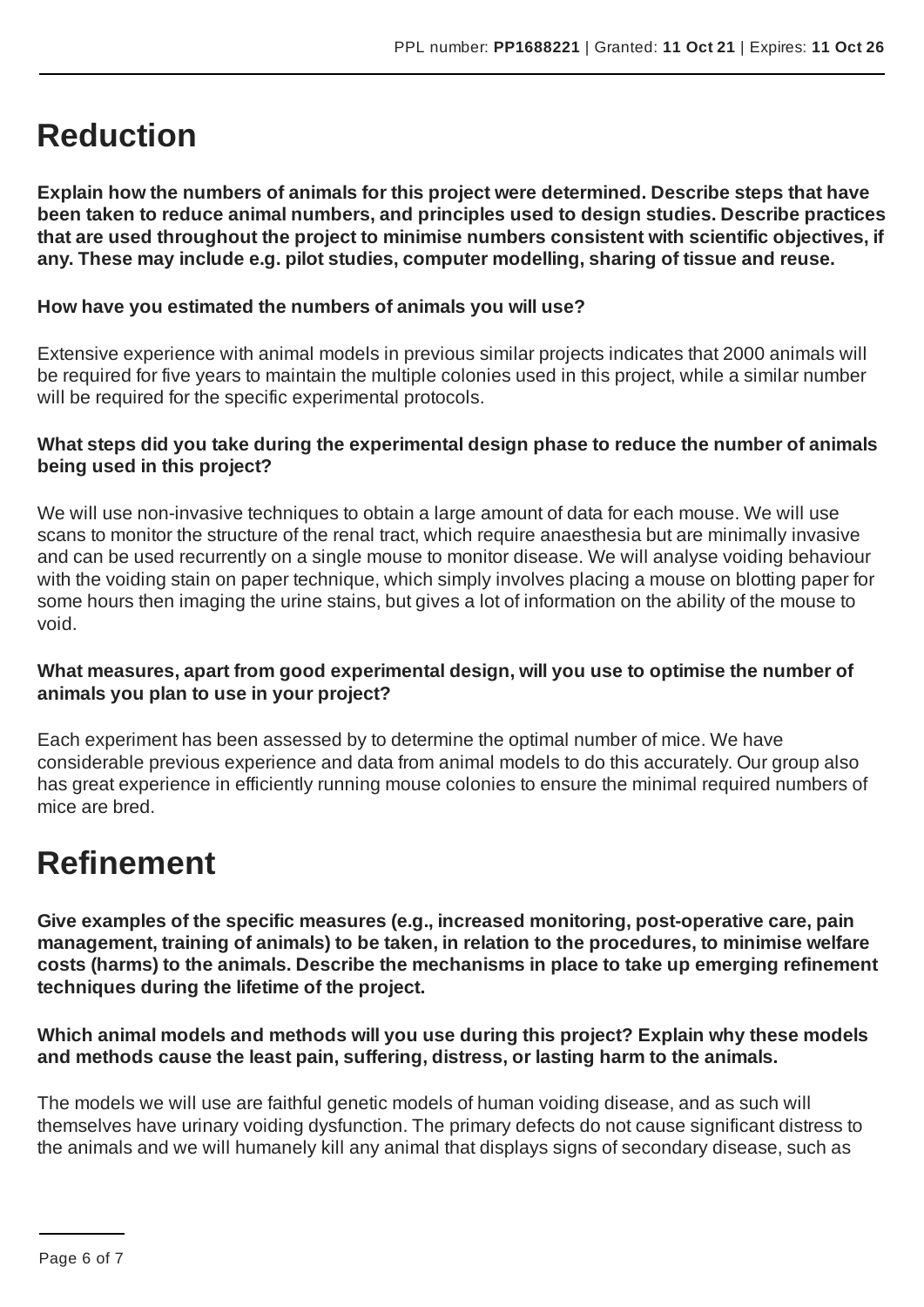# Reduction

**Explain how the numbers of animals for this project were determined. Describe steps that have been taken to reduce animal numbers, and principles used to design studies. Describe practices that are used throughout the project to minimise numbers consistent with scientific objectives, if any. These may include e.g. pilot studies, computer modelling, sharing of tissue and reuse.**

**How have you estimated the numbers of animals you will use?**

Extensive experience with animal models in previous similar projects indicates that 2000 animals will be required for five years to maintain the multiple colonies used in this project, while a similar number will be required for the specific experimental protocols.

**What steps did you take during the experimental design phase to reduce the number of animals being used in this project?**

We will use non-invasive techniques to obtain a large amount of data for each mouse. We will use scans to monitor the structure of the renal tract, which require anaesthesia but are minimally invasive and can be used recurrently on a single mouse to monitor disease. We will analyse voiding behaviour with the voiding stain on paper technique, which simply involves placing a mouse on blotting paper for some hours then imaging the urine stains, but gives a lot of information on the ability of the mouse to void.

**What measures, apart from good experimental design, will you use to optimise the number of animals you plan to use in your project?**

Each experiment has been assessed by to determine the optimal number of mice. We have considerable previous experience and data from animal models to do this accurately. Our group also has great experience in efficiently running mouse colonies to ensure the minimal required numbers of mice are bred.

# Refinement

**Give examples of the specific measures (e.g., increased monitoring, post-operative care, pain management, training of animals) to be taken, in relation to the procedures, to minimise welfare costs (harms) to the animals. Describe the mechanisms in place to take up emerging refinement techniques during the lifetime of the project.**

**Which animal models and methods will you use during this project? Explain why these models and methods cause the least pain, suffering, distress, or lasting harm to the animals.**

The models we will use are faithful genetic models of human voiding disease, and as such will themselves have urinary voiding dysfunction. The primary defects do not cause significant distress to the animals and we will humanely kill any animal that displays signs of secondary disease, such as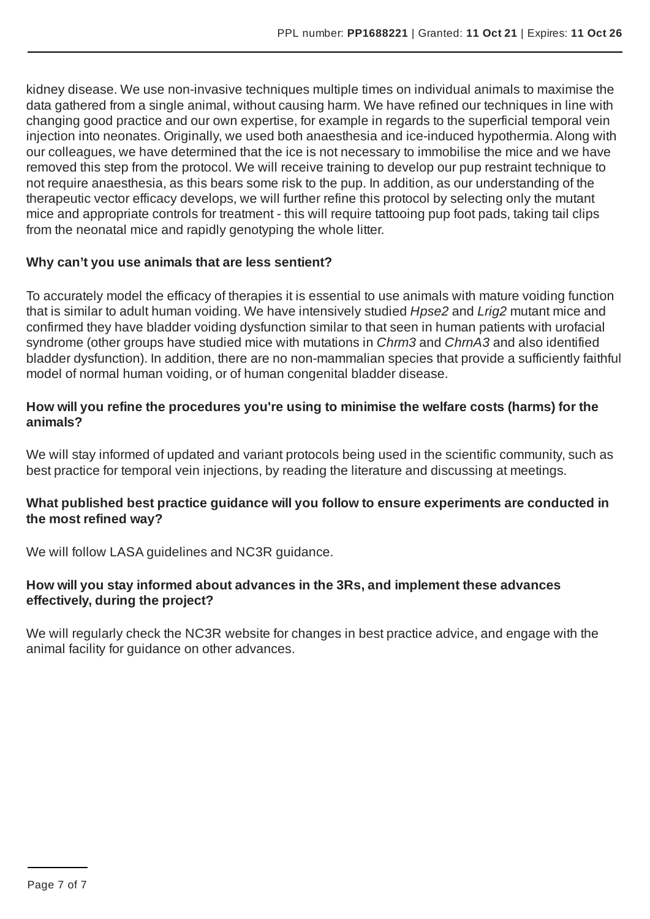kidney disease. We use non-invasive techniques multiple times on individual animals to maximise the data gathered from a single animal, without causing harm. We have refined our techniques in line with changing good practice and our own expertise, for example in regards to the superficial temporal vein injection into neonates. Originally, we used both anaesthesia and ice-induced hypothermia. Along with our colleagues, we have determined that the ice is not necessary to immobilise the mice and we have removed this step from the protocol. We will receive training to develop our pup restraint technique to not require anaesthesia, as this bears some risk to the pup. In addition, as our understanding of the therapeutic vector efficacy develops, we will further refine this protocol by selecting only the mutant mice and appropriate controls for treatment - this will require tattooing pup foot pads, taking tail clips from the neonatal mice and rapidly genotyping the whole litter.

**Why can't you use animals that are less sentient?**

To accurately model the efficacy of therapies it is essential to use animals with mature voiding function that is similar to adult human voiding. We have intensively studied *Hpse2* and *Lrig2* mutant mice and confirmed they have bladder voiding dysfunction similar to that seen in human patients with urofacial syndrome (other groups have studied mice with mutations in *Chrm3* and *ChrnA3* and also identified bladder dysfunction). In addition, there are no non-mammalian species that provide a sufficiently faithful model of normal human voiding, or of human congenital bladder disease.

**How will you refine the procedures you're using to minimise the welfare costs (harms) for the animals?**

We will stay informed of updated and variant protocols being used in the scientific community, such as best practice for temporal vein injections, by reading the literature and discussing at meetings.

**What published best practice guidance will you follow to ensure experiments are conducted in the most refined way?**

We will follow LASA guidelines and NC3R guidance.

**How will you stay informed about advances in the 3Rs, and implement these advances effectively, during the project?**

We will regularly check the NC3R website for changes in best practice advice, and engage with the animal facility for guidance on other advances.